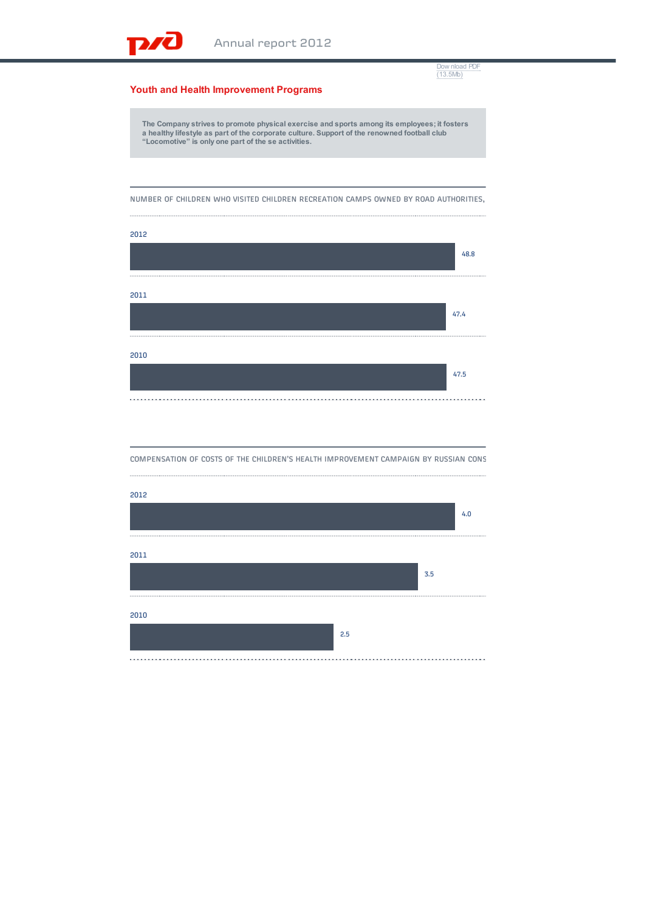## Youth and Health Improvement Programs

**The Company strives to promote physical exercise and sports among its employees; it fosters a healthy lifestyle as part of the corporate culture. Support of the renowned football club "Locomotive" is only one part of the se activities.**

NUMBER OF CHILDREN WHO VISITED CHILDREN RECREATION CAMPS OWNED BY ROAD AUTHORITIES,

| Year | Value |
|---|---|
| 2012 | 48.8 |
| 2011 | 47.4 |
| 2010 | 47.5 |

COMPENSATION OF COSTS OF THE CHILDREN'S HEALTH IMPROVEMENT CAMPAIGN BY RUSSIAN CONS

| Year | Value |
|---|---|
| 2012 | 4.0 |
| 2011 | 3.5 |
| 2010 | 2.5 |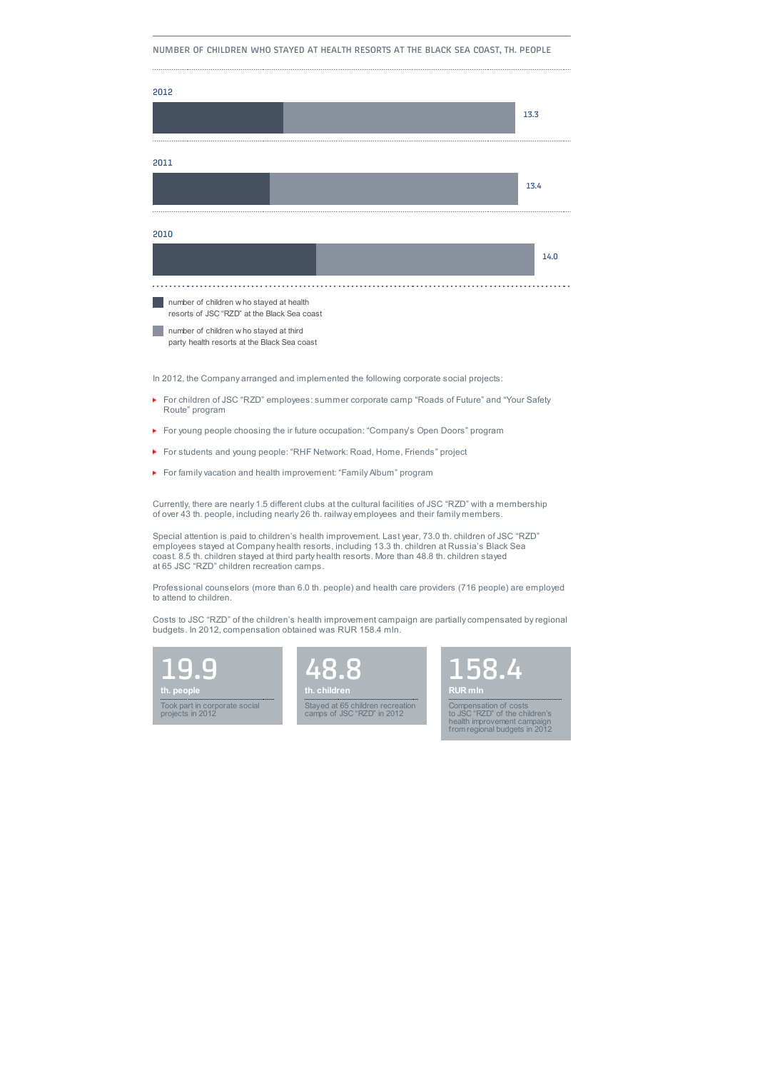NUMBER OF CHILDREN WHO STAYED AT HEALTH RESORTS AT THE BLACK SEA COAST, TH. PEOPLE

2012

13.3

2011

13.4

2010

14.0

number of children who stayed at health resorts of JSC "RZD" at the Black Sea coast

number of children who stayed at third party health resorts at the Black Sea coast

In 2012, the Company arranged and implemented the following corporate social projects:

- For children of JSC "RZD" employees: summer corporate camp "Roads of Future" and "Your Safety Route" program
- For young people choosing the ir future occupation: "Company's Open Doors" program
- For students and young people: "RHF Network: Road, Home, Friends" project
- For family vacation and health improvement: "Family Album" program

Currently, there are nearly 1.5 different clubs at the cultural facilities of JSC "RZD" with a membership of over 43 th. people, including nearly 26 th. railway employees and their family members.

Special attention is paid to children's health improvement. Last year, 73.0 th. children of JSC "RZD" employees stayed at Company health resorts, including 13.3 th. children at Russia's Black Sea coast. 8.5 th. children stayed at third party health resorts. More than 48.8 th. children stayed at 65 JSC "RZD" children recreation camps.

Professional counselors (more than 6.0 th. people) and health care providers (716 people) are employed to attend to children.

Costs to JSC "RZD" of the children's health improvement campaign are partially compensated by regional budgets. In 2012, compensation obtained was RUR 158.4 mln.

**19.9**
**th. people**
Took part in corporate social projects in 2012

**48.8**
**th. children**
Stayed at 65 children recreation camps of JSC "RZD" in 2012

**158.4**
**RUR mln**
Compensation of costs to JSC "RZD" of the children's health improvement campaign from regional budgets in 2012